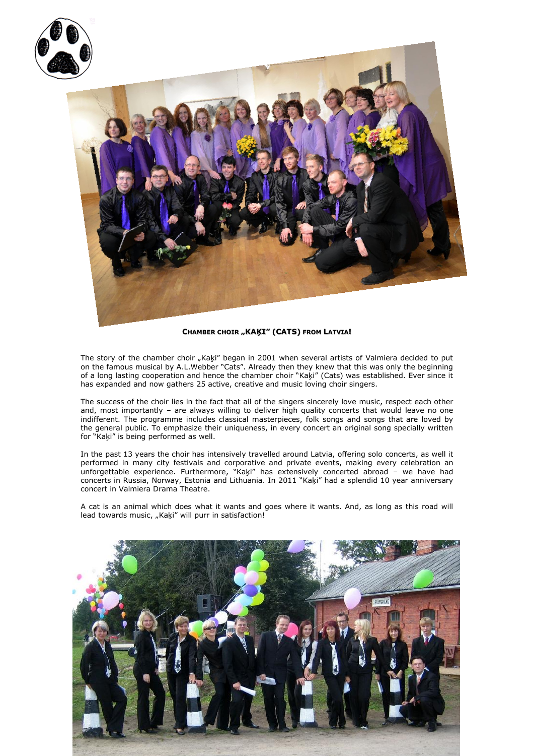**CHAMBER CHOIR „KAĶI" (CATS) FROM LATVIA!**

The story of the chamber choir „Kaķi" began in 2001 when several artists of Valmiera decided to put on the famous musical by A.L.Webber "Cats". Already then they knew that this was only the beginning of a long lasting cooperation and hence the chamber choir "Kaķi" (Cats) was established. Ever since it has expanded and now gathers 25 active, creative and music loving choir singers.

The success of the choir lies in the fact that all of the singers sincerely love music, respect each other and, most importantly – are always willing to deliver high quality concerts that would leave no one indifferent. The programme includes classical masterpieces, folk songs and songs that are loved by the general public. To emphasize their uniqueness, in every concert an original song specially written for "Kaķi" is being performed as well.

In the past 13 years the choir has intensively travelled around Latvia, offering solo concerts, as well it performed in many city festivals and corporative and private events, making every celebration an unforgettable experience. Furthermore, "Kaķi" has extensively concerted abroad – we have had concerts in Russia, Norway, Estonia and Lithuania. In 2011 "Kaķi" had a splendid 10 year anniversary concert in Valmiera Drama Theatre.

A cat is an animal which does what it wants and goes where it wants. And, as long as this road will lead towards music, „Kaķi" will purr in satisfaction!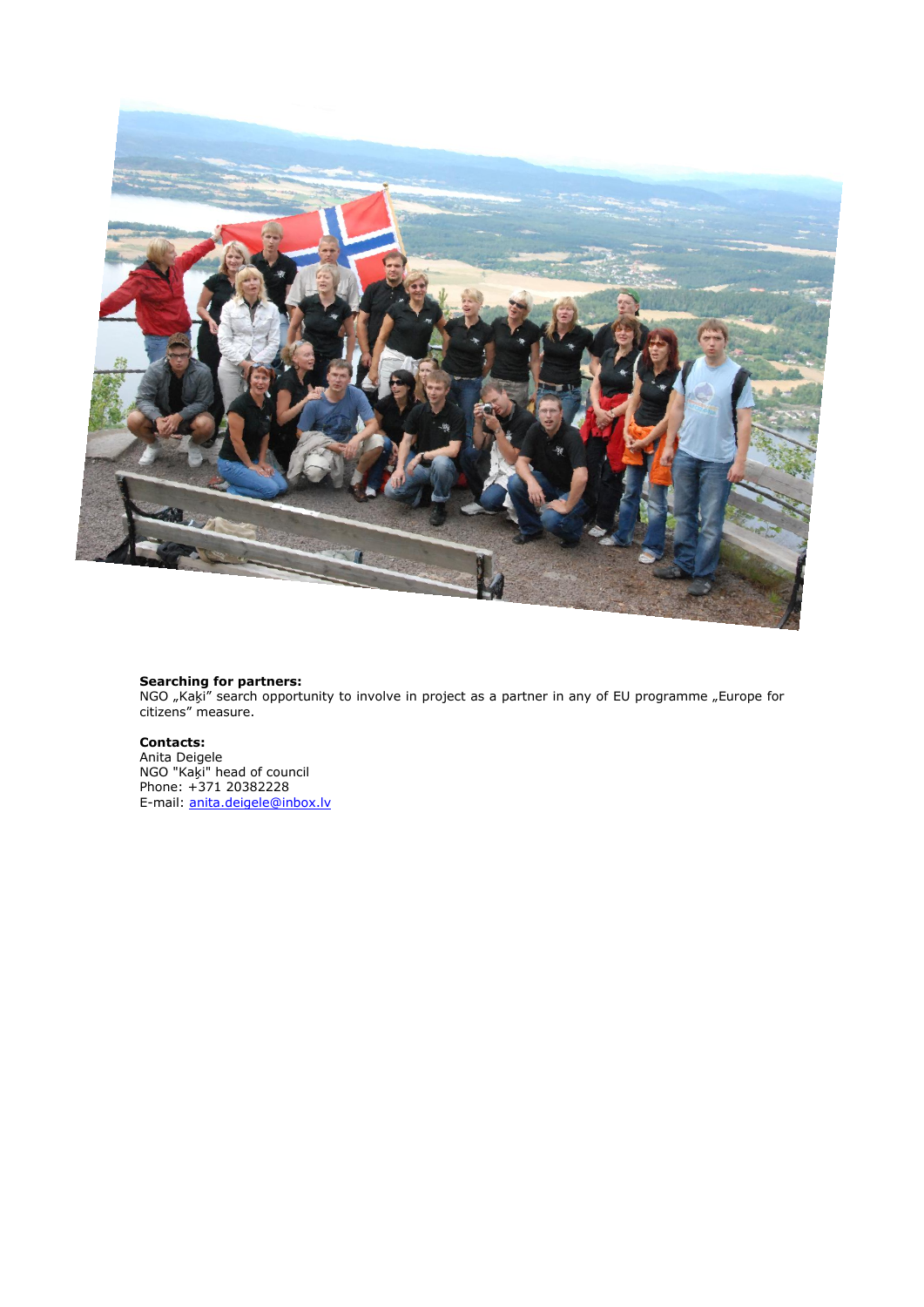**Searching for partners:**
NGO „Kaķi" search opportunity to involve in project as a partner in any of EU programme „Europe for citizens" measure.

**Contacts:**
Anita Deigele
NGO "Kaķi" head of council
Phone: +371 20382228
E-mail: anita.deigele@inbox.lv